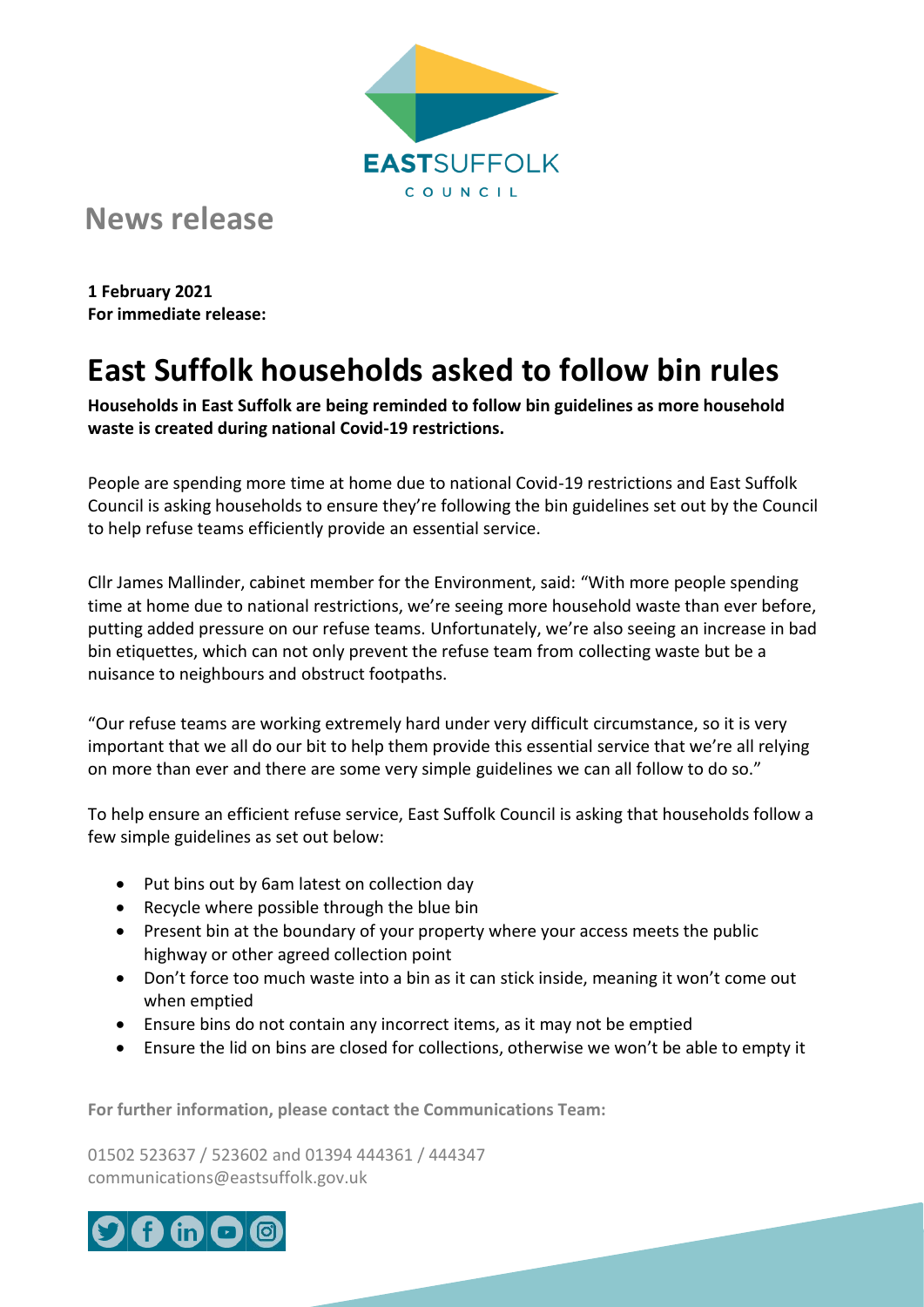EASTSUFFOLK
COUNCIL

# News release

**1 February 2021**
**For immediate release:**

# East Suffolk households asked to follow bin rules

**Households in East Suffolk are being reminded to follow bin guidelines as more household waste is created during national Covid-19 restrictions.**

People are spending more time at home due to national Covid-19 restrictions and East Suffolk Council is asking households to ensure they're following the bin guidelines set out by the Council to help refuse teams efficiently provide an essential service.

Cllr James Mallinder, cabinet member for the Environment, said: "With more people spending time at home due to national restrictions, we're seeing more household waste than ever before, putting added pressure on our refuse teams. Unfortunately, we're also seeing an increase in bad bin etiquettes, which can not only prevent the refuse team from collecting waste but be a nuisance to neighbours and obstruct footpaths.

"Our refuse teams are working extremely hard under very difficult circumstance, so it is very important that we all do our bit to help them provide this essential service that we're all relying on more than ever and there are some very simple guidelines we can all follow to do so."

To help ensure an efficient refuse service, East Suffolk Council is asking that households follow a few simple guidelines as set out below:

- Put bins out by 6am latest on collection day
- Recycle where possible through the blue bin
- Present bin at the boundary of your property where your access meets the public highway or other agreed collection point
- Don't force too much waste into a bin as it can stick inside, meaning it won't come out when emptied
- Ensure bins do not contain any incorrect items, as it may not be emptied
- Ensure the lid on bins are closed for collections, otherwise we won't be able to empty it

**For further information, please contact the Communications Team:**

01502 523637 / 523602 and 01394 444361 / 444347
communications@eastsuffolk.gov.uk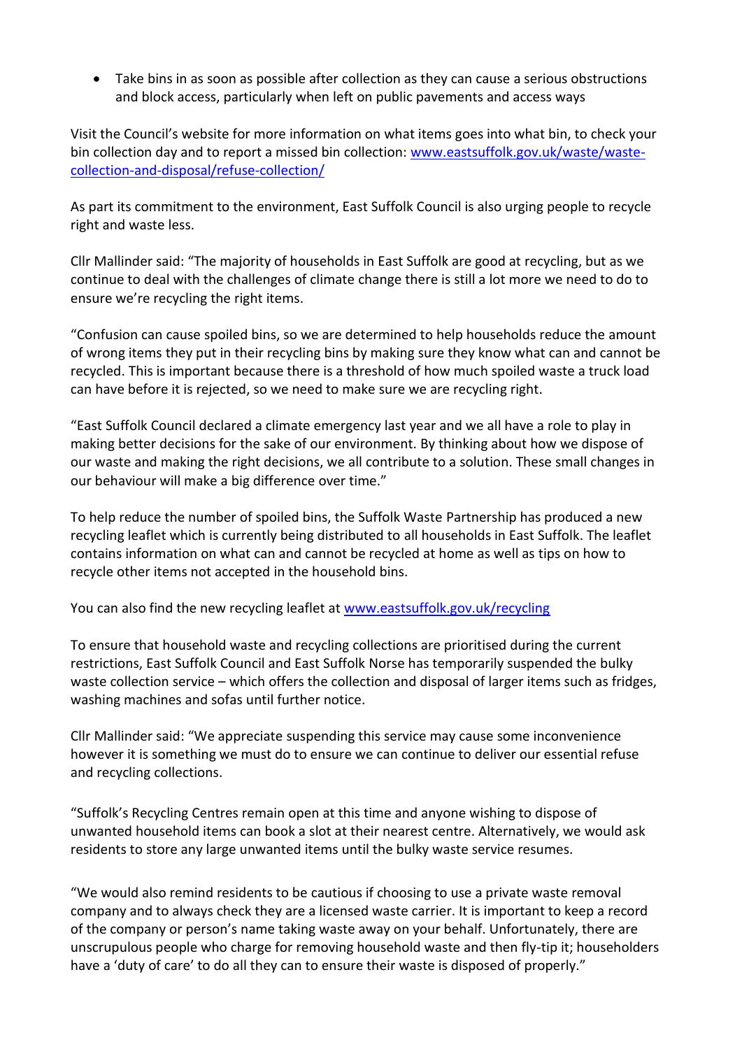- Take bins in as soon as possible after collection as they can cause a serious obstructions and block access, particularly when left on public pavements and access ways

Visit the Council's website for more information on what items goes into what bin, to check your bin collection day and to report a missed bin collection: [www.eastsuffolk.gov.uk/waste/waste-collection-and-disposal/refuse-collection/](www.eastsuffolk.gov.uk/waste/waste-collection-and-disposal/refuse-collection/)

As part its commitment to the environment, East Suffolk Council is also urging people to recycle right and waste less.

Cllr Mallinder said: "The majority of households in East Suffolk are good at recycling, but as we continue to deal with the challenges of climate change there is still a lot more we need to do to ensure we're recycling the right items.

"Confusion can cause spoiled bins, so we are determined to help households reduce the amount of wrong items they put in their recycling bins by making sure they know what can and cannot be recycled. This is important because there is a threshold of how much spoiled waste a truck load can have before it is rejected, so we need to make sure we are recycling right.

"East Suffolk Council declared a climate emergency last year and we all have a role to play in making better decisions for the sake of our environment. By thinking about how we dispose of our waste and making the right decisions, we all contribute to a solution. These small changes in our behaviour will make a big difference over time."

To help reduce the number of spoiled bins, the Suffolk Waste Partnership has produced a new recycling leaflet which is currently being distributed to all households in East Suffolk. The leaflet contains information on what can and cannot be recycled at home as well as tips on how to recycle other items not accepted in the household bins.

You can also find the new recycling leaflet at [www.eastsuffolk.gov.uk/recycling](www.eastsuffolk.gov.uk/recycling)

To ensure that household waste and recycling collections are prioritised during the current restrictions, East Suffolk Council and East Suffolk Norse has temporarily suspended the bulky waste collection service – which offers the collection and disposal of larger items such as fridges, washing machines and sofas until further notice.

Cllr Mallinder said: "We appreciate suspending this service may cause some inconvenience however it is something we must do to ensure we can continue to deliver our essential refuse and recycling collections.

"Suffolk's Recycling Centres remain open at this time and anyone wishing to dispose of unwanted household items can book a slot at their nearest centre. Alternatively, we would ask residents to store any large unwanted items until the bulky waste service resumes.

"We would also remind residents to be cautious if choosing to use a private waste removal company and to always check they are a licensed waste carrier. It is important to keep a record of the company or person's name taking waste away on your behalf. Unfortunately, there are unscrupulous people who charge for removing household waste and then fly-tip it; householders have a 'duty of care' to do all they can to ensure their waste is disposed of properly."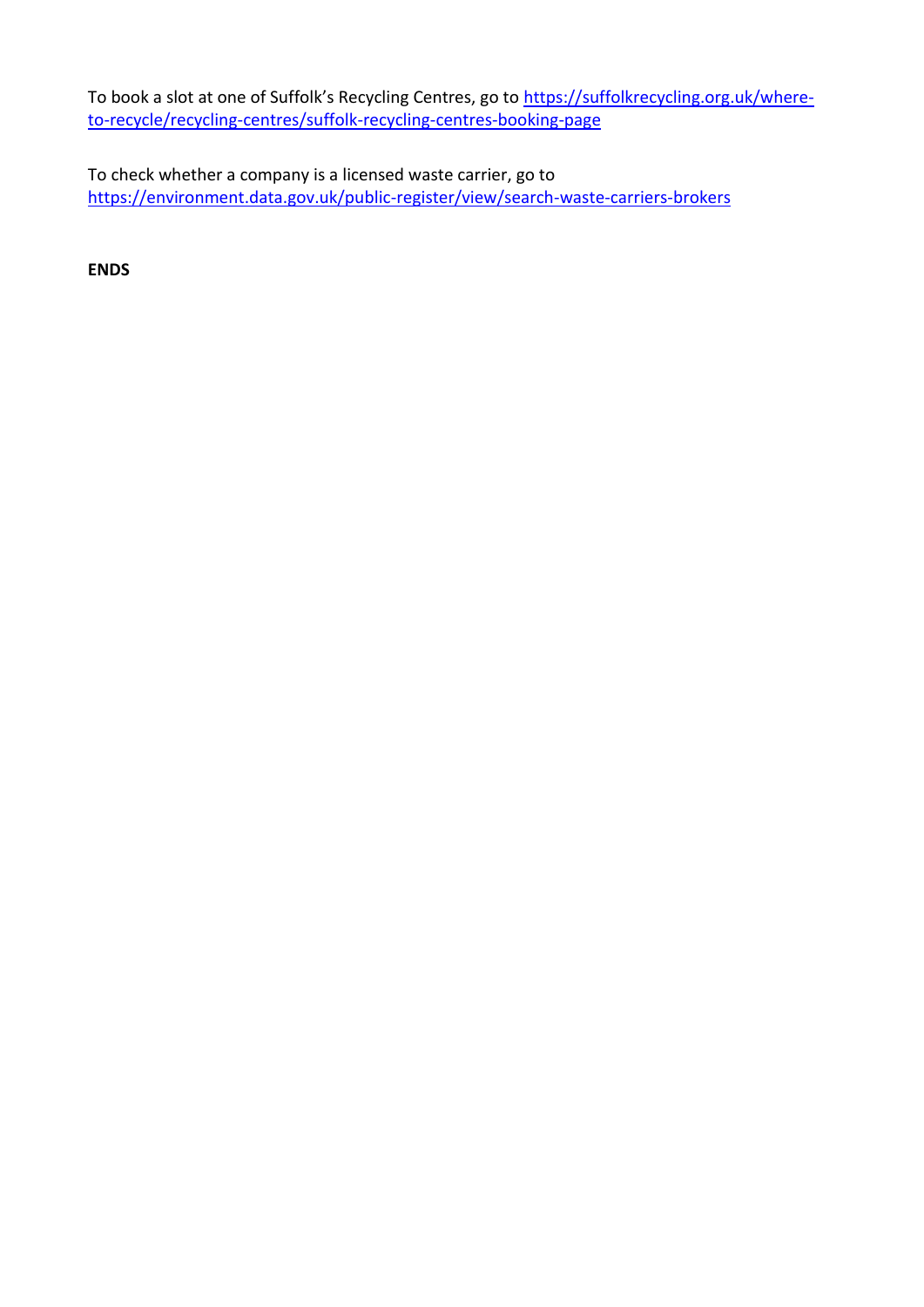To book a slot at one of Suffolk's Recycling Centres, go to https://suffolkrecycling.org.uk/where-to-recycle/recycling-centres/suffolk-recycling-centres-booking-page

To check whether a company is a licensed waste carrier, go to https://environment.data.gov.uk/public-register/view/search-waste-carriers-brokers

**ENDS**